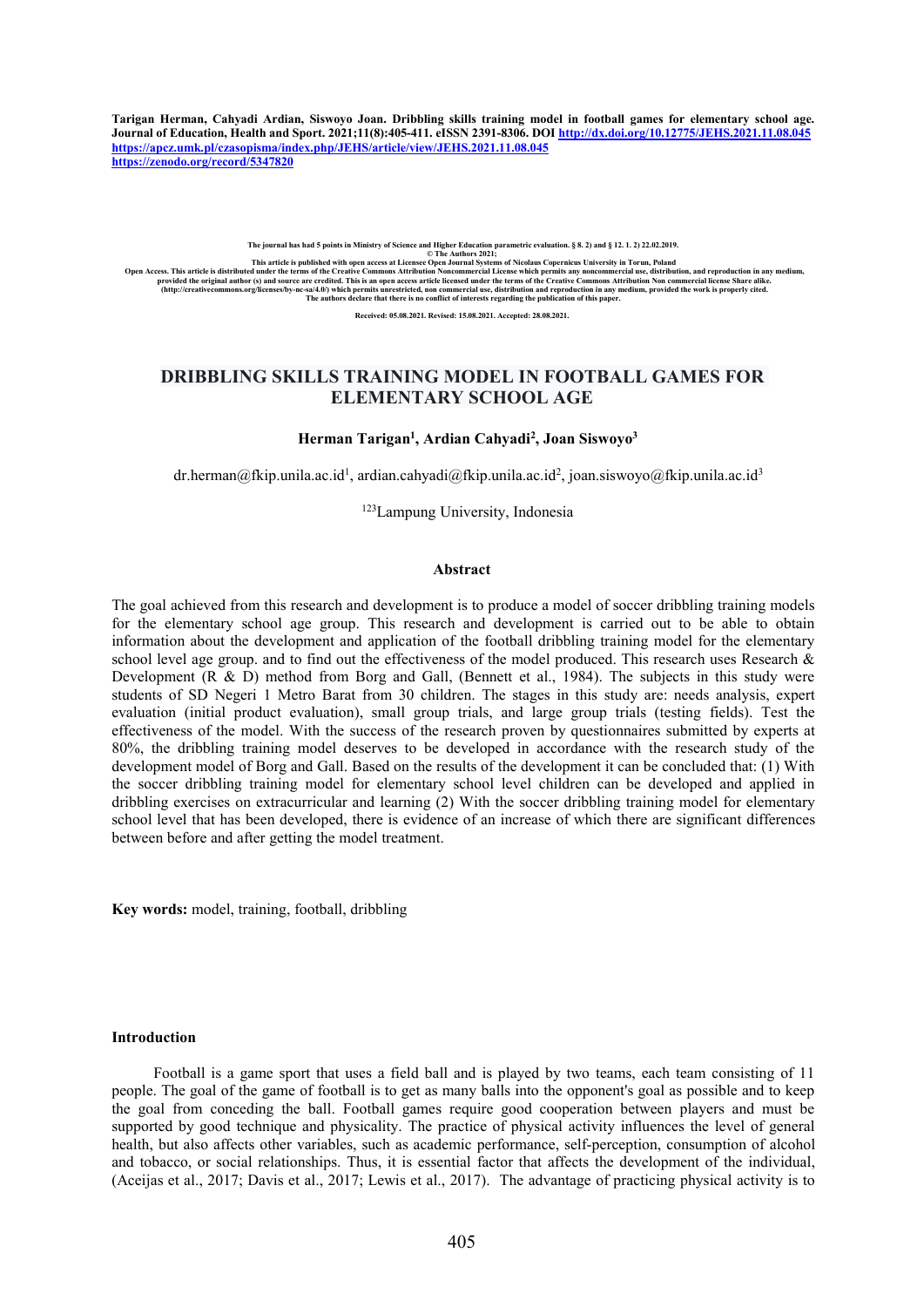**Tarigan Herman, Cahyadi Ardian, Siswoyo Joan. Dribbling skills training model in football games for elementary school age. Journal of Education, Health and Sport. 2021;11(8):405-411. eISSN 2391-8306. DOI http://dx.doi.org/10.12775/JEHS.2021.11.08.045**
**https://apcz.umk.pl/czasopisma/index.php/JEHS/article/view/JEHS.2021.11.08.045**
**https://zenodo.org/record/5347820**

The journal has had 5 points in Ministry of Science and Higher Education parametric evaluation. § 8. 2) and § 12. 1. 2) 22.02.2019.
© The Authors 2021;
This article is published with open access at Licensee Open Journal Systems of Nicolaus Copernicus University in Torun, Poland
Open Access. This article is distributed under the terms of the Creative Commons Attribution Noncommercial License which permits any noncommercial use, distribution, and reproduction in any medium, provided the original author (s) and source are credited. This is an open access article licensed under the terms of the Creative Commons Attribution Non commercial license Share alike. (http://creativecommons.org/licenses/by-nc-sa/4.0/) which permits unrestricted, non commercial use, distribution and reproduction in any medium, provided the work is properly cited.
The authors declare that there is no conflict of interests regarding the publication of this paper.

Received: 05.08.2021. Revised: 15.08.2021. Accepted: 28.08.2021.

# DRIBBLING SKILLS TRAINING MODEL IN FOOTBALL GAMES FOR ELEMENTARY SCHOOL AGE

**Herman Tarigan[1], Ardian Cahyadi[2], Joan Siswoyo[3]**

dr.herman@fkip.unila.ac.id[1], ardian.cahyadi@fkip.unila.ac.id[2], joan.siswoyo@fkip.unila.ac.id[3]

[123]Lampung University, Indonesia

## Abstract

The goal achieved from this research and development is to produce a model of soccer dribbling training models for the elementary school age group. This research and development is carried out to be able to obtain information about the development and application of the football dribbling training model for the elementary school level age group. and to find out the effectiveness of the model produced. This research uses Research & Development (R & D) method from Borg and Gall, (Bennett et al., 1984). The subjects in this study were students of SD Negeri 1 Metro Barat from 30 children. The stages in this study are: needs analysis, expert evaluation (initial product evaluation), small group trials, and large group trials (testing fields). Test the effectiveness of the model. With the success of the research proven by questionnaires submitted by experts at 80%, the dribbling training model deserves to be developed in accordance with the research study of the development model of Borg and Gall. Based on the results of the development it can be concluded that: (1) With the soccer dribbling training model for elementary school level children can be developed and applied in dribbling exercises on extracurricular and learning (2) With the soccer dribbling training model for elementary school level that has been developed, there is evidence of an increase of which there are significant differences between before and after getting the model treatment.

**Key words:** model, training, football, dribbling

## Introduction

Football is a game sport that uses a field ball and is played by two teams, each team consisting of 11 people. The goal of the game of football is to get as many balls into the opponent's goal as possible and to keep the goal from conceding the ball. Football games require good cooperation between players and must be supported by good technique and physicality. The practice of physical activity influences the level of general health, but also affects other variables, such as academic performance, self-perception, consumption of alcohol and tobacco, or social relationships. Thus, it is essential factor that affects the development of the individual, (Aceijas et al., 2017; Davis et al., 2017; Lewis et al., 2017). The advantage of practicing physical activity is to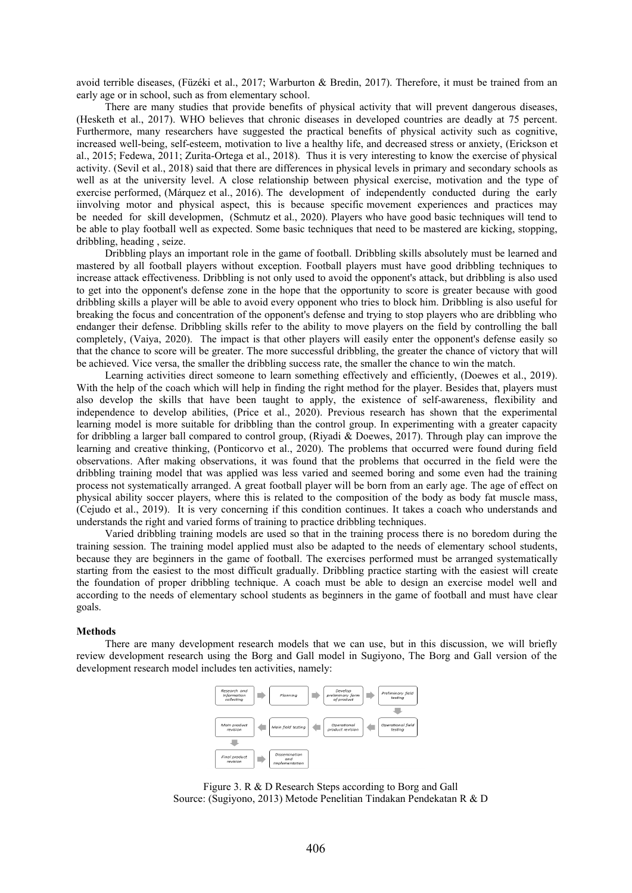avoid terrible diseases, (Füzéki et al., 2017; Warburton & Bredin, 2017). Therefore, it must be trained from an early age or in school, such as from elementary school.

There are many studies that provide benefits of physical activity that will prevent dangerous diseases, (Hesketh et al., 2017). WHO believes that chronic diseases in developed countries are deadly at 75 percent. Furthermore, many researchers have suggested the practical benefits of physical activity such as cognitive, increased well-being, self-esteem, motivation to live a healthy life, and decreased stress or anxiety, (Erickson et al., 2015; Fedewa, 2011; Zurita-Ortega et al., 2018). Thus it is very interesting to know the exercise of physical activity. (Sevil et al., 2018) said that there are differences in physical levels in primary and secondary schools as well as at the university level. A close relationship between physical exercise, motivation and the type of exercise performed, (Márquez et al., 2016). The development of independently conducted during the early iinvolving motor and physical aspect, this is because specific movement experiences and practices may be needed for skill developmen, (Schmutz et al., 2020). Players who have good basic techniques will tend to be able to play football well as expected. Some basic techniques that need to be mastered are kicking, stopping, dribbling, heading , seize.

Dribbling plays an important role in the game of football. Dribbling skills absolutely must be learned and mastered by all football players without exception. Football players must have good dribbling techniques to increase attack effectiveness. Dribbling is not only used to avoid the opponent's attack, but dribbling is also used to get into the opponent's defense zone in the hope that the opportunity to score is greater because with good dribbling skills a player will be able to avoid every opponent who tries to block him. Dribbling is also useful for breaking the focus and concentration of the opponent's defense and trying to stop players who are dribbling who endanger their defense. Dribbling skills refer to the ability to move players on the field by controlling the ball completely, (Vaiya, 2020). The impact is that other players will easily enter the opponent's defense easily so that the chance to score will be greater. The more successful dribbling, the greater the chance of victory that will be achieved. Vice versa, the smaller the dribbling success rate, the smaller the chance to win the match.

Learning activities direct someone to learn something effectively and efficiently, (Doewes et al., 2019). With the help of the coach which will help in finding the right method for the player. Besides that, players must also develop the skills that have been taught to apply, the existence of self-awareness, flexibility and independence to develop abilities, (Price et al., 2020). Previous research has shown that the experimental learning model is more suitable for dribbling than the control group. In experimenting with a greater capacity for dribbling a larger ball compared to control group, (Riyadi & Doewes, 2017). Through play can improve the learning and creative thinking, (Ponticorvo et al., 2020). The problems that occurred were found during field observations. After making observations, it was found that the problems that occurred in the field were the dribbling training model that was applied was less varied and seemed boring and some even had the training process not systematically arranged. A great football player will be born from an early age. The age of effect on physical ability soccer players, where this is related to the composition of the body as body fat muscle mass, (Cejudo et al., 2019). It is very concerning if this condition continues. It takes a coach who understands and understands the right and varied forms of training to practice dribbling techniques.

Varied dribbling training models are used so that in the training process there is no boredom during the training session. The training model applied must also be adapted to the needs of elementary school students, because they are beginners in the game of football. The exercises performed must be arranged systematically starting from the easiest to the most difficult gradually. Dribbling practice starting with the easiest will create the foundation of proper dribbling technique. A coach must be able to design an exercise model well and according to the needs of elementary school students as beginners in the game of football and must have clear goals.

**Methods**

There are many development research models that we can use, but in this discussion, we will briefly review development research using the Borg and Gall model in Sugiyono, The Borg and Gall version of the development research model includes ten activities, namely:

Research and information collecting → Planning → Develop preliminary form of product → Preliminary field testing → Operational product revision ← ... Operational field testing → Operational product revision → Main field testing → Main product revision → Final product revision → Dissemination and Implementation

Figure 3. R & D Research Steps according to Borg and Gall
Source: (Sugiyono, 2013) Metode Penelitian Tindakan Pendekatan R & D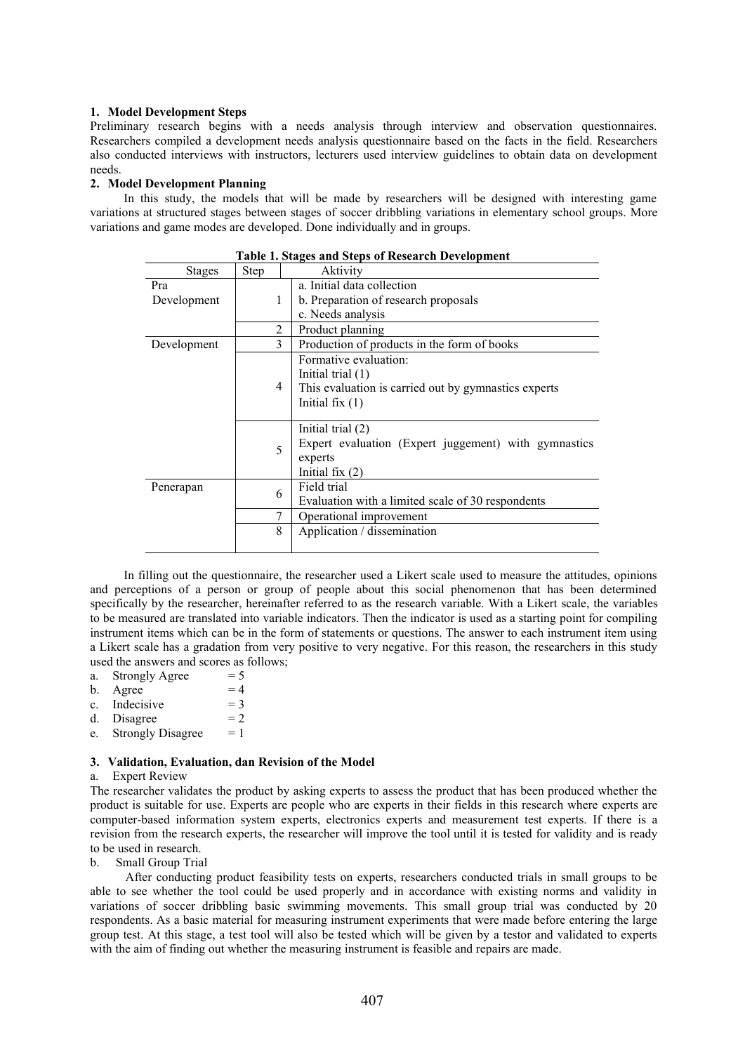**1. Model Development Steps**

Preliminary research begins with a needs analysis through interview and observation questionnaires. Researchers compiled a development needs analysis questionnaire based on the facts in the field. Researchers also conducted interviews with instructors, lecturers used interview guidelines to obtain data on development needs.

**2. Model Development Planning**

In this study, the models that will be made by researchers will be designed with interesting game variations at structured stages between stages of soccer dribbling variations in elementary school groups. More variations and game modes are developed. Done individually and in groups.

**Table 1. Stages and Steps of Research Development**

| Stages | Step | Aktivity |
|---|---|---|
| Pra Development | 1 | a. Initial data collection<br>b. Preparation of research proposals<br>c. Needs analysis |
| | 2 | Product planning |
| Development | 3 | Production of products in the form of books |
| | 4 | Formative evaluation:<br>Initial trial (1)<br>This evaluation is carried out by gymnastics experts<br>Initial fix (1) |
| | 5 | Initial trial (2)<br>Expert evaluation (Expert juggement) with gymnastics experts<br>Initial fix (2) |
| Penerapan | 6 | Field trial<br>Evaluation with a limited scale of 30 respondents |
| | 7 | Operational improvement |
| | 8 | Application / dissemination |

In filling out the questionnaire, the researcher used a Likert scale used to measure the attitudes, opinions and perceptions of a person or group of people about this social phenomenon that has been determined specifically by the researcher, hereinafter referred to as the research variable. With a Likert scale, the variables to be measured are translated into variable indicators. Then the indicator is used as a starting point for compiling instrument items which can be in the form of statements or questions. The answer to each instrument item using a Likert scale has a gradation from very positive to very negative. For this reason, the researchers in this study used the answers and scores as follows;

a. Strongly Agree = 5
b. Agree = 4
c. Indecisive = 3
d. Disagree = 2
e. Strongly Disagree = 1

**3. Validation, Evaluation, dan Revision of the Model**

a. Expert Review

The researcher validates the product by asking experts to assess the product that has been produced whether the product is suitable for use. Experts are people who are experts in their fields in this research where experts are computer-based information system experts, electronics experts and measurement test experts. If there is a revision from the research experts, the researcher will improve the tool until it is tested for validity and is ready to be used in research.

b. Small Group Trial

After conducting product feasibility tests on experts, researchers conducted trials in small groups to be able to see whether the tool could be used properly and in accordance with existing norms and validity in variations of soccer dribbling basic swimming movements. This small group trial was conducted by 20 respondents. As a basic material for measuring instrument experiments that were made before entering the large group test. At this stage, a test tool will also be tested which will be given by a testor and validated to experts with the aim of finding out whether the measuring instrument is feasible and repairs are made.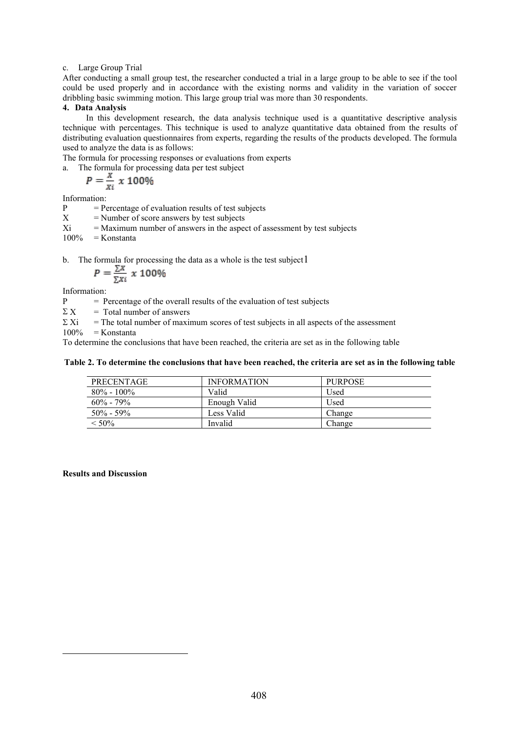c. Large Group Trial

After conducting a small group test, the researcher conducted a trial in a large group to be able to see if the tool could be used properly and in accordance with the existing norms and validity in the variation of soccer dribbling basic swimming motion. This large group trial was more than 30 respondents.

**4. Data Analysis**

In this development research, the data analysis technique used is a quantitative descriptive analysis technique with percentages. This technique is used to analyze quantitative data obtained from the results of distributing evaluation questionnaires from experts, regarding the results of the products developed. The formula used to analyze the data is as follows:

The formula for processing responses or evaluations from experts

a. The formula for processing data per test subject

$$P = \frac{X}{Xi}\ x\ 100\%$$

Information:

P = Percentage of evaluation results of test subjects
X = Number of score answers by test subjects
Xi = Maximum number of answers in the aspect of assessment by test subjects
100% = Konstanta

b. The formula for processing the data as a whole is the test subject1

$$P = \frac{\Sigma X}{\Sigma Xi}\ x\ 100\%$$

Information:

P = Percentage of the overall results of the evaluation of test subjects
Σ X = Total number of answers
Σ Xi = The total number of maximum scores of test subjects in all aspects of the assessment
100% = Konstanta

To determine the conclusions that have been reached, the criteria are set as in the following table

**Table 2. To determine the conclusions that have been reached, the criteria are set as in the following table**

| PRECENTAGE | INFORMATION | PURPOSE |
|---|---|---|
| 80% - 100% | Valid | Used |
| 60% - 79% | Enough Valid | Used |
| 50% - 59% | Less Valid | Change |
| < 50% | Invalid | Change |

**Results and Discussion**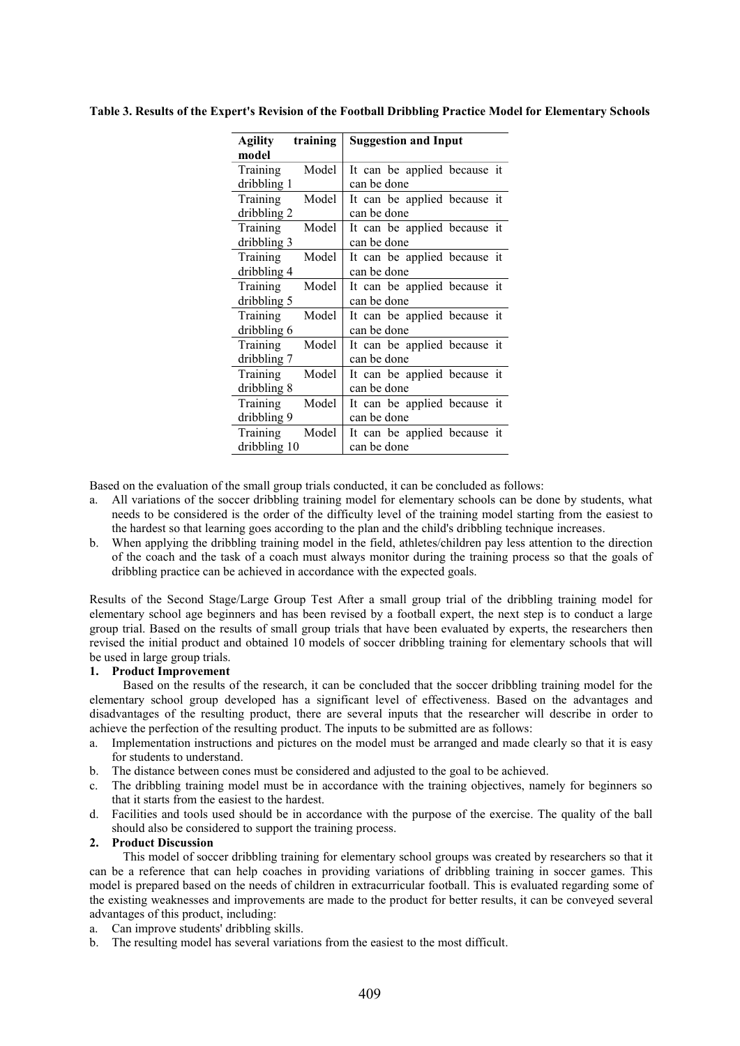**Table 3. Results of the Expert's Revision of the Football Dribbling Practice Model for Elementary Schools**

| Agility training model | Suggestion and Input |
|---|---|
| Training Model dribbling 1 | It can be applied because it can be done |
| Training Model dribbling 2 | It can be applied because it can be done |
| Training Model dribbling 3 | It can be applied because it can be done |
| Training Model dribbling 4 | It can be applied because it can be done |
| Training Model dribbling 5 | It can be applied because it can be done |
| Training Model dribbling 6 | It can be applied because it can be done |
| Training Model dribbling 7 | It can be applied because it can be done |
| Training Model dribbling 8 | It can be applied because it can be done |
| Training Model dribbling 9 | It can be applied because it can be done |
| Training Model dribbling 10 | It can be applied because it can be done |

Based on the evaluation of the small group trials conducted, it can be concluded as follows:

a. All variations of the soccer dribbling training model for elementary schools can be done by students, what needs to be considered is the order of the difficulty level of the training model starting from the easiest to the hardest so that learning goes according to the plan and the child's dribbling technique increases.
b. When applying the dribbling training model in the field, athletes/children pay less attention to the direction of the coach and the task of a coach must always monitor during the training process so that the goals of dribbling practice can be achieved in accordance with the expected goals.

Results of the Second Stage/Large Group Test After a small group trial of the dribbling training model for elementary school age beginners and has been revised by a football expert, the next step is to conduct a large group trial. Based on the results of small group trials that have been evaluated by experts, the researchers then revised the initial product and obtained 10 models of soccer dribbling training for elementary schools that will be used in large group trials.

**1. Product Improvement**

Based on the results of the research, it can be concluded that the soccer dribbling training model for the elementary school group developed has a significant level of effectiveness. Based on the advantages and disadvantages of the resulting product, there are several inputs that the researcher will describe in order to achieve the perfection of the resulting product. The inputs to be submitted are as follows:

a. Implementation instructions and pictures on the model must be arranged and made clearly so that it is easy for students to understand.
b. The distance between cones must be considered and adjusted to the goal to be achieved.
c. The dribbling training model must be in accordance with the training objectives, namely for beginners so that it starts from the easiest to the hardest.
d. Facilities and tools used should be in accordance with the purpose of the exercise. The quality of the ball should also be considered to support the training process.

**2. Product Discussion**

This model of soccer dribbling training for elementary school groups was created by researchers so that it can be a reference that can help coaches in providing variations of dribbling training in soccer games. This model is prepared based on the needs of children in extracurricular football. This is evaluated regarding some of the existing weaknesses and improvements are made to the product for better results, it can be conveyed several advantages of this product, including:

a. Can improve students' dribbling skills.
b. The resulting model has several variations from the easiest to the most difficult.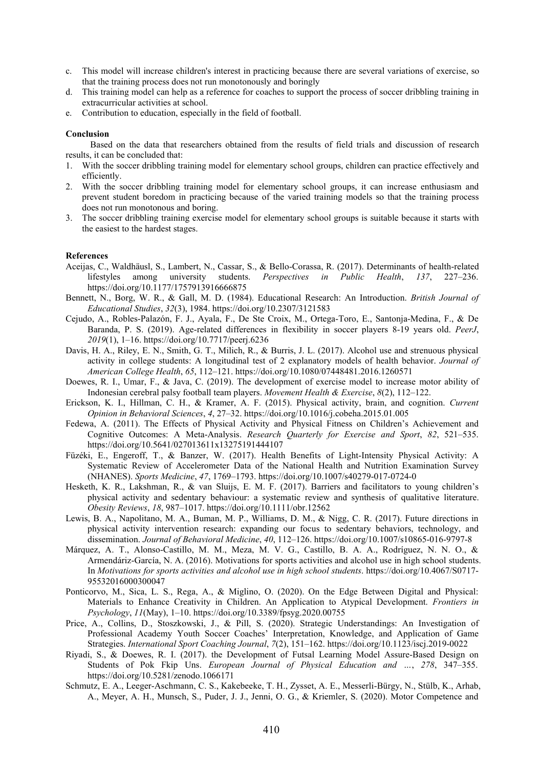c. This model will increase children's interest in practicing because there are several variations of exercise, so that the training process does not run monotonously and boringly
d. This training model can help as a reference for coaches to support the process of soccer dribbling training in extracurricular activities at school.
e. Contribution to education, especially in the field of football.

**Conclusion**

Based on the data that researchers obtained from the results of field trials and discussion of research results, it can be concluded that:

1. With the soccer dribbling training model for elementary school groups, children can practice effectively and efficiently.
2. With the soccer dribbling training model for elementary school groups, it can increase enthusiasm and prevent student boredom in practicing because of the varied training models so that the training process does not run monotonous and boring.
3. The soccer dribbling training exercise model for elementary school groups is suitable because it starts with the easiest to the hardest stages.

**References**

Aceijas, C., Waldhäusl, S., Lambert, N., Cassar, S., & Bello-Corassa, R. (2017). Determinants of health-related lifestyles among university students. *Perspectives in Public Health*, *137*, 227–236. https://doi.org/10.1177/1757913916666875

Bennett, N., Borg, W. R., & Gall, M. D. (1984). Educational Research: An Introduction. *British Journal of Educational Studies*, *32*(3), 1984. https://doi.org/10.2307/3121583

Cejudo, A., Robles-Palazón, F. J., Ayala, F., De Ste Croix, M., Ortega-Toro, E., Santonja-Medina, F., & De Baranda, P. S. (2019). Age-related differences in flexibility in soccer players 8-19 years old. *PeerJ*, *2019*(1), 1–16. https://doi.org/10.7717/peerj.6236

Davis, H. A., Riley, E. N., Smith, G. T., Milich, R., & Burris, J. L. (2017). Alcohol use and strenuous physical activity in college students: A longitudinal test of 2 explanatory models of health behavior. *Journal of American College Health*, *65*, 112–121. https://doi.org/10.1080/07448481.2016.1260571

Doewes, R. I., Umar, F., & Java, C. (2019). The development of exercise model to increase motor ability of Indonesian cerebral palsy football team players. *Movement Health & Exercise*, *8*(2), 112–122.

Erickson, K. I., Hillman, C. H., & Kramer, A. F. (2015). Physical activity, brain, and cognition. *Current Opinion in Behavioral Sciences*, *4*, 27–32. https://doi.org/10.1016/j.cobeha.2015.01.005

Fedewa, A. (2011). The Effects of Physical Activity and Physical Fitness on Children's Achievement and Cognitive Outcomes: A Meta-Analysis. *Research Quarterly for Exercise and Sport*, *82*, 521–535. https://doi.org/10.5641/027013611x13275191444107

Füzéki, E., Engeroff, T., & Banzer, W. (2017). Health Benefits of Light-Intensity Physical Activity: A Systematic Review of Accelerometer Data of the National Health and Nutrition Examination Survey (NHANES). *Sports Medicine*, *47*, 1769–1793. https://doi.org/10.1007/s40279-017-0724-0

Hesketh, K. R., Lakshman, R., & van Sluijs, E. M. F. (2017). Barriers and facilitators to young children's physical activity and sedentary behaviour: a systematic review and synthesis of qualitative literature. *Obesity Reviews*, *18*, 987–1017. https://doi.org/10.1111/obr.12562

Lewis, B. A., Napolitano, M. A., Buman, M. P., Williams, D. M., & Nigg, C. R. (2017). Future directions in physical activity intervention research: expanding our focus to sedentary behaviors, technology, and dissemination. *Journal of Behavioral Medicine*, *40*, 112–126. https://doi.org/10.1007/s10865-016-9797-8

Márquez, A. T., Alonso-Castillo, M. M., Meza, M. V. G., Castillo, B. A. A., Rodríguez, N. N. O., & Armendáriz-García, N. A. (2016). Motivations for sports activities and alcohol use in high school students. In *Motivations for sports activities and alcohol use in high school students*. https://doi.org/10.4067/S0717-95532016000300047

Ponticorvo, M., Sica, L. S., Rega, A., & Miglino, O. (2020). On the Edge Between Digital and Physical: Materials to Enhance Creativity in Children. An Application to Atypical Development. *Frontiers in Psychology*, *11*(May), 1–10. https://doi.org/10.3389/fpsyg.2020.00755

Price, A., Collins, D., Stoszkowski, J., & Pill, S. (2020). Strategic Understandings: An Investigation of Professional Academy Youth Soccer Coaches' Interpretation, Knowledge, and Application of Game Strategies. *International Sport Coaching Journal*, *7*(2), 151–162. https://doi.org/10.1123/iscj.2019-0022

Riyadi, S., & Doewes, R. I. (2017). the Development of Futsal Learning Model Assure-Based Design on Students of Pok Fkip Uns. *European Journal of Physical Education and …*, *278*, 347–355. https://doi.org/10.5281/zenodo.1066171

Schmutz, E. A., Leeger-Aschmann, C. S., Kakebeeke, T. H., Zysset, A. E., Messerli-Bürgy, N., Stülb, K., Arhab, A., Meyer, A. H., Munsch, S., Puder, J. J., Jenni, O. G., & Kriemler, S. (2020). Motor Competence and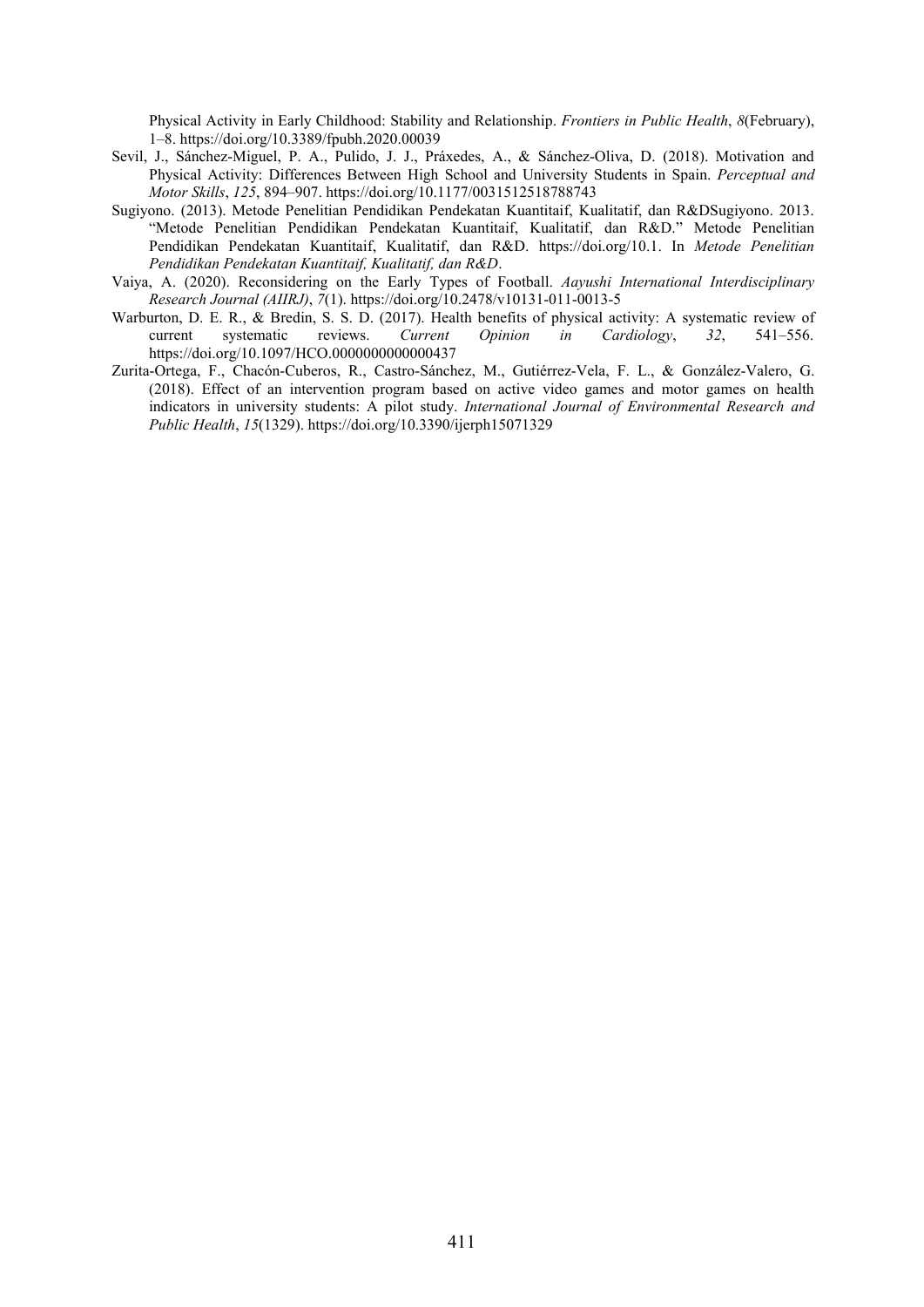Physical Activity in Early Childhood: Stability and Relationship. *Frontiers in Public Health*, *8*(February), 1–8. https://doi.org/10.3389/fpubh.2020.00039

Sevil, J., Sánchez-Miguel, P. A., Pulido, J. J., Práxedes, A., & Sánchez-Oliva, D. (2018). Motivation and Physical Activity: Differences Between High School and University Students in Spain. *Perceptual and Motor Skills*, *125*, 894–907. https://doi.org/10.1177/0031512518788743

Sugiyono. (2013). Metode Penelitian Pendidikan Pendekatan Kuantitaif, Kualitatif, dan R&DSugiyono. 2013. "Metode Penelitian Pendidikan Pendekatan Kuantitaif, Kualitatif, dan R&D." Metode Penelitian Pendidikan Pendekatan Kuantitaif, Kualitatif, dan R&D. https://doi.org/10.1. In *Metode Penelitian Pendidikan Pendekatan Kuantitaif, Kualitatif, dan R&D*.

Vaiya, A. (2020). Reconsidering on the Early Types of Football. *Aayushi International Interdisciplinary Research Journal (AIIRJ)*, *7*(1). https://doi.org/10.2478/v10131-011-0013-5

Warburton, D. E. R., & Bredin, S. S. D. (2017). Health benefits of physical activity: A systematic review of current systematic reviews. *Current Opinion in Cardiology*, *32*, 541–556. https://doi.org/10.1097/HCO.0000000000000437

Zurita-Ortega, F., Chacón-Cuberos, R., Castro-Sánchez, M., Gutiérrez-Vela, F. L., & González-Valero, G. (2018). Effect of an intervention program based on active video games and motor games on health indicators in university students: A pilot study. *International Journal of Environmental Research and Public Health*, *15*(1329). https://doi.org/10.3390/ijerph15071329